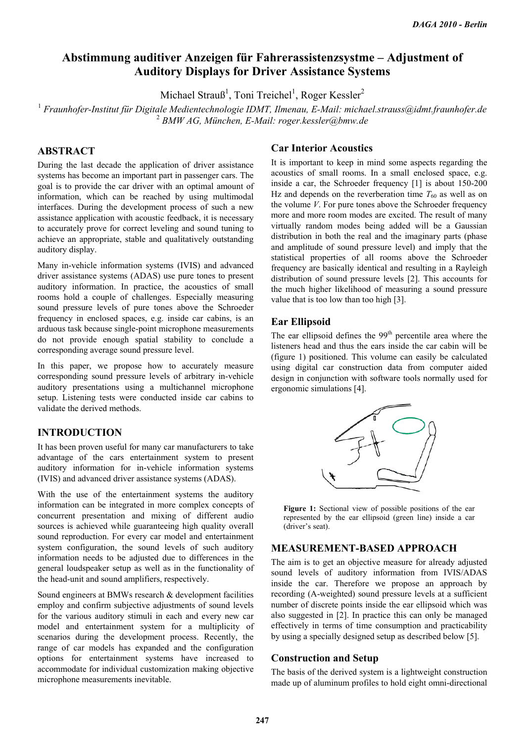# Abstimmung auditiver Anzeigen für Fahrerassistenzsystme – Adjustment of Auditory Displays for Driver Assistance Systems

Michael Strauß[1], Toni Treichel[1], Roger Kessler[2]

[1] *Fraunhofer-Institut für Digitale Medientechnologie IDMT, Ilmenau, E-Mail: michael.strauss@idmt.fraunhofer.de*
[2] *BMW AG, München, E-Mail: roger.kessler@bmw.de*

## ABSTRACT

During the last decade the application of driver assistance systems has become an important part in passenger cars. The goal is to provide the car driver with an optimal amount of information, which can be reached by using multimodal interfaces. During the development process of such a new assistance application with acoustic feedback, it is necessary to accurately prove for correct leveling and sound tuning to achieve an appropriate, stable and qualitatively outstanding auditory display.

Many in-vehicle information systems (IVIS) and advanced driver assistance systems (ADAS) use pure tones to present auditory information. In practice, the acoustics of small rooms hold a couple of challenges. Especially measuring sound pressure levels of pure tones above the Schroeder frequency in enclosed spaces, e.g. inside car cabins, is an arduous task because single-point microphone measurements do not provide enough spatial stability to conclude a corresponding average sound pressure level.

In this paper, we propose how to accurately measure corresponding sound pressure levels of arbitrary in-vehicle auditory presentations using a multichannel microphone setup. Listening tests were conducted inside car cabins to validate the derived methods.

## INTRODUCTION

It has been proven useful for many car manufacturers to take advantage of the cars entertainment system to present auditory information for in-vehicle information systems (IVIS) and advanced driver assistance systems (ADAS).

With the use of the entertainment systems the auditory information can be integrated in more complex concepts of concurrent presentation and mixing of different audio sources is achieved while guaranteeing high quality overall sound reproduction. For every car model and entertainment system configuration, the sound levels of such auditory information needs to be adjusted due to differences in the general loudspeaker setup as well as in the functionality of the head-unit and sound amplifiers, respectively.

Sound engineers at BMWs research & development facilities employ and confirm subjective adjustments of sound levels for the various auditory stimuli in each and every new car model and entertainment system for a multiplicity of scenarios during the development process. Recently, the range of car models has expanded and the configuration options for entertainment systems have increased to accommodate for individual customization making objective microphone measurements inevitable.

### Car Interior Acoustics

It is important to keep in mind some aspects regarding the acoustics of small rooms. In a small enclosed space, e.g. inside a car, the Schroeder frequency [1] is about 150-200 Hz and depends on the reverberation time $T_{60}$ as well as on the volume $V$. For pure tones above the Schroeder frequency more and more room modes are excited. The result of many virtually random modes being added will be a Gaussian distribution in both the real and the imaginary parts (phase and amplitude of sound pressure level) and imply that the statistical properties of all rooms above the Schroeder frequency are basically identical and resulting in a Rayleigh distribution of sound pressure levels [2]. This accounts for the much higher likelihood of measuring a sound pressure value that is too low than too high [3].

### Ear Ellipsoid

The ear ellipsoid defines the 99[th] percentile area where the listeners head and thus the ears inside the car cabin will be (figure 1) positioned. This volume can easily be calculated using digital car construction data from computer aided design in conjunction with software tools normally used for ergonomic simulations [4].

**Figure 1:** Sectional view of possible positions of the ear represented by the ear ellipsoid (green line) inside a car (driver's seat).

## MEASUREMENT-BASED APPROACH

The aim is to get an objective measure for already adjusted sound levels of auditory information from IVIS/ADAS inside the car. Therefore we propose an approach by recording (A-weighted) sound pressure levels at a sufficient number of discrete points inside the ear ellipsoid which was also suggested in [2]. In practice this can only be managed effectively in terms of time consumption and practicability by using a specially designed setup as described below [5].

### Construction and Setup

The basis of the derived system is a lightweight construction made up of aluminum profiles to hold eight omni-directional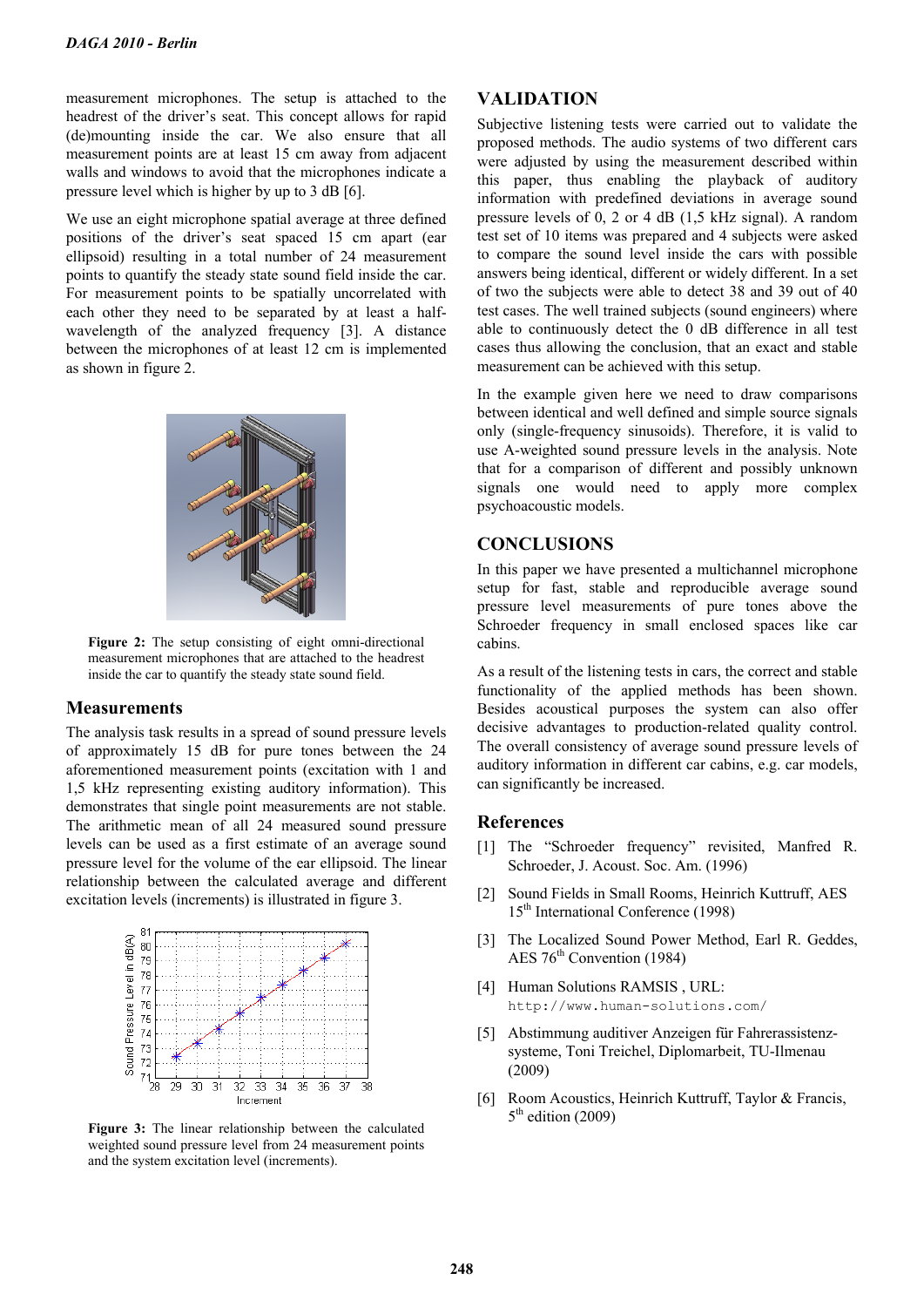measurement microphones. The setup is attached to the headrest of the driver's seat. This concept allows for rapid (de)mounting inside the car. We also ensure that all measurement points are at least 15 cm away from adjacent walls and windows to avoid that the microphones indicate a pressure level which is higher by up to 3 dB [6].

We use an eight microphone spatial average at three defined positions of the driver's seat spaced 15 cm apart (ear ellipsoid) resulting in a total number of 24 measurement points to quantify the steady state sound field inside the car. For measurement points to be spatially uncorrelated with each other they need to be separated by at least a half-wavelength of the analyzed frequency [3]. A distance between the microphones of at least 12 cm is implemented as shown in figure 2.

**Figure 2:** The setup consisting of eight omni-directional measurement microphones that are attached to the headrest inside the car to quantify the steady state sound field.

## Measurements

The analysis task results in a spread of sound pressure levels of approximately 15 dB for pure tones between the 24 aforementioned measurement points (excitation with 1 and 1,5 kHz representing existing auditory information). This demonstrates that single point measurements are not stable. The arithmetic mean of all 24 measured sound pressure levels can be used as a first estimate of an average sound pressure level for the volume of the ear ellipsoid. The linear relationship between the calculated average and different excitation levels (increments) is illustrated in figure 3.

Sound Pressure Level in dB(A)
81
80
79
78
77
76
75
74
73
72
71
28 29 30 31 32 33 34 35 36 37 38
Increment

**Figure 3:** The linear relationship between the calculated weighted sound pressure level from 24 measurement points and the system excitation level (increments).

## VALIDATION

Subjective listening tests were carried out to validate the proposed methods. The audio systems of two different cars were adjusted by using the measurement described within this paper, thus enabling the playback of auditory information with predefined deviations in average sound pressure levels of 0, 2 or 4 dB (1,5 kHz signal). A random test set of 10 items was prepared and 4 subjects were asked to compare the sound level inside the cars with possible answers being identical, different or widely different. In a set of two the subjects were able to detect 38 and 39 out of 40 test cases. The well trained subjects (sound engineers) where able to continuously detect the 0 dB difference in all test cases thus allowing the conclusion, that an exact and stable measurement can be achieved with this setup.

In the example given here we need to draw comparisons between identical and well defined and simple source signals only (single-frequency sinusoids). Therefore, it is valid to use A-weighted sound pressure levels in the analysis. Note that for a comparison of different and possibly unknown signals one would need to apply more complex psychoacoustic models.

## CONCLUSIONS

In this paper we have presented a multichannel microphone setup for fast, stable and reproducible average sound pressure level measurements of pure tones above the Schroeder frequency in small enclosed spaces like car cabins.

As a result of the listening tests in cars, the correct and stable functionality of the applied methods has been shown. Besides acoustical purposes the system can also offer decisive advantages to production-related quality control. The overall consistency of average sound pressure levels of auditory information in different car cabins, e.g. car models, can significantly be increased.

## References

[1] The "Schroeder frequency" revisited, Manfred R. Schroeder, J. Acoust. Soc. Am. (1996)

[2] Sound Fields in Small Rooms, Heinrich Kuttruff, AES 15th International Conference (1998)

[3] The Localized Sound Power Method, Earl R. Geddes, AES 76th Convention (1984)

[4] Human Solutions RAMSIS , URL: `http://www.human-solutions.com/`

[5] Abstimmung auditiver Anzeigen für Fahrerassistenz-systeme, Toni Treichel, Diplomarbeit, TU-Ilmenau (2009)

[6] Room Acoustics, Heinrich Kuttruff, Taylor & Francis, 5th edition (2009)